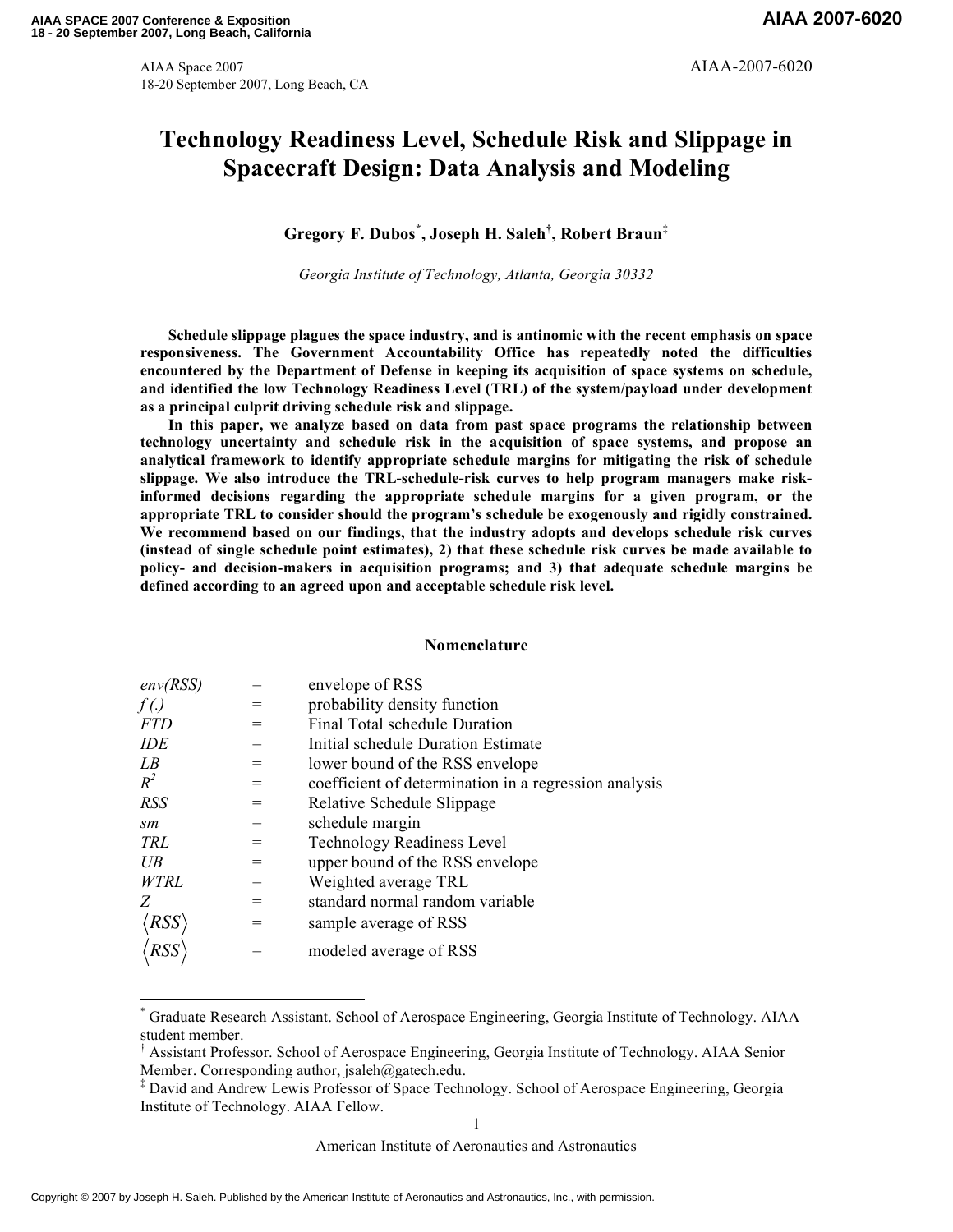# Technology Readiness Level, Schedule Risk and Slippage in Spacecraft Design: Data Analysis and Modeling

**Gregory F. Dubos[*], Joseph H. Saleh[†], Robert Braun[‡]**

*Georgia Institute of Technology, Atlanta, Georgia 30332*

**Schedule slippage plagues the space industry, and is antinomic with the recent emphasis on space responsiveness. The Government Accountability Office has repeatedly noted the difficulties encountered by the Department of Defense in keeping its acquisition of space systems on schedule, and identified the low Technology Readiness Level (TRL) of the system/payload under development as a principal culprit driving schedule risk and slippage.**

**In this paper, we analyze based on data from past space programs the relationship between technology uncertainty and schedule risk in the acquisition of space systems, and propose an analytical framework to identify appropriate schedule margins for mitigating the risk of schedule slippage. We also introduce the TRL-schedule-risk curves to help program managers make risk-informed decisions regarding the appropriate schedule margins for a given program, or the appropriate TRL to consider should the program's schedule be exogenously and rigidly constrained. We recommend based on our findings, that the industry adopts and develops schedule risk curves (instead of single schedule point estimates), 2) that these schedule risk curves be made available to policy- and decision-makers in acquisition programs; and 3) that adequate schedule margins be defined according to an agreed upon and acceptable schedule risk level.**

## Nomenclature

| | | |
|---|---|---|
| *env(RSS)* | = | envelope of RSS |
| $f(.)$ | = | probability density function |
| *FTD* | = | Final Total schedule Duration |
| *IDE* | = | Initial schedule Duration Estimate |
| *LB* | = | lower bound of the RSS envelope |
| $R^2$ | = | coefficient of determination in a regression analysis |
| *RSS* | = | Relative Schedule Slippage |
| *sm* | = | schedule margin |
| *TRL* | = | Technology Readiness Level |
| *UB* | = | upper bound of the RSS envelope |
| *WTRL* | = | Weighted average TRL |
| *Z* | = | standard normal random variable |
| $\langle RSS \rangle$ | = | sample average of RSS |
| $\langle \overline{RSS} \rangle$ | = | modeled average of RSS |

---

[*] Graduate Research Assistant. School of Aerospace Engineering, Georgia Institute of Technology. AIAA student member.

[†] Assistant Professor. School of Aerospace Engineering, Georgia Institute of Technology. AIAA Senior Member. Corresponding author, jsaleh@gatech.edu.

[‡] David and Andrew Lewis Professor of Space Technology. School of Aerospace Engineering, Georgia Institute of Technology. AIAA Fellow.

Copyright © 2007 by Joseph H. Saleh. Published by the American Institute of Aeronautics and Astronautics, Inc., with permission.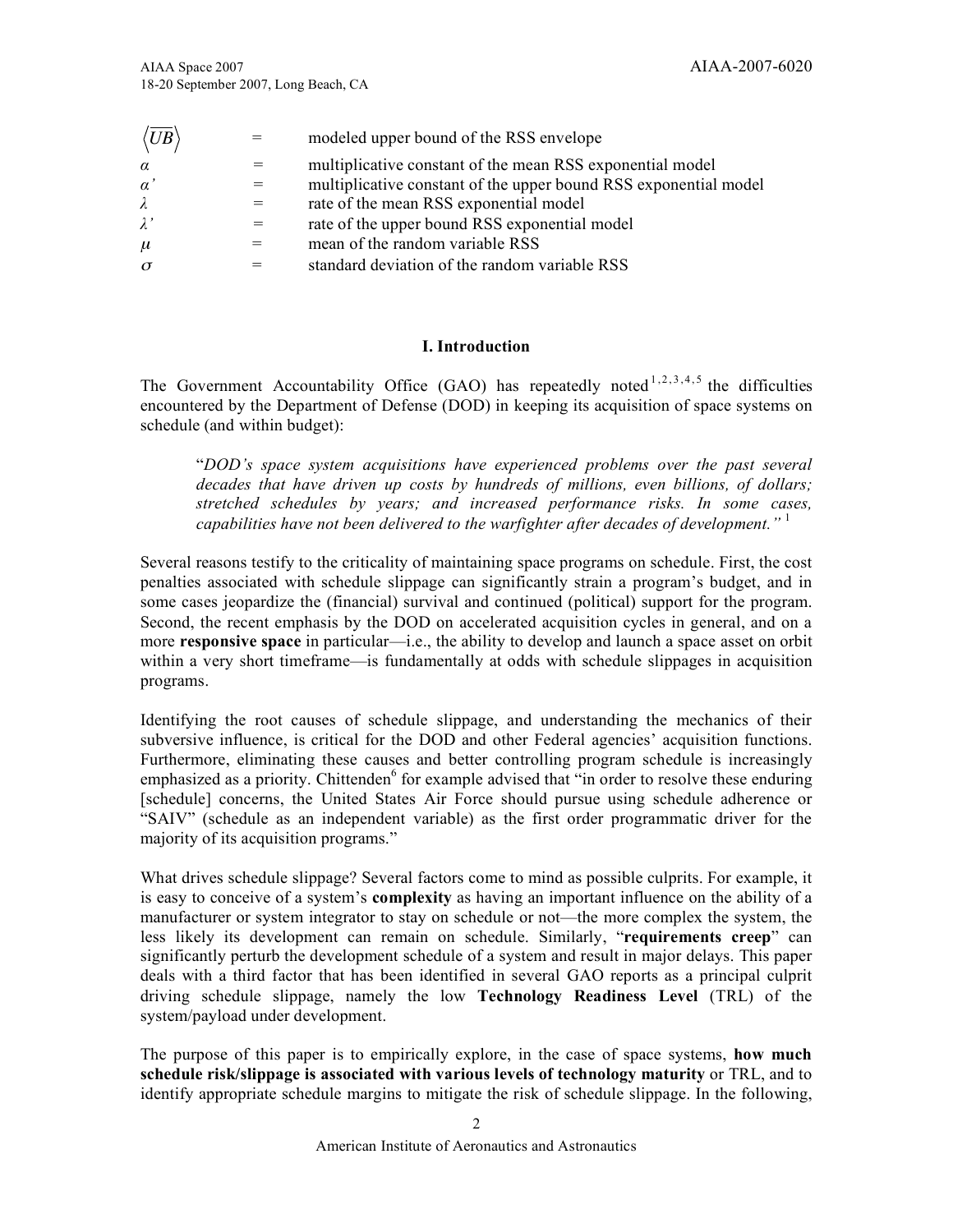| | | |
|---|---|---|
| $\langle \overline{UB} \rangle$ | = | modeled upper bound of the RSS envelope |
| $\alpha$ | = | multiplicative constant of the mean RSS exponential model |
| $\alpha'$ | = | multiplicative constant of the upper bound RSS exponential model |
| $\lambda$ | = | rate of the mean RSS exponential model |
| $\lambda'$ | = | rate of the upper bound RSS exponential model |
| $\mu$ | = | mean of the random variable RSS |
| $\sigma$ | = | standard deviation of the random variable RSS |

## I. Introduction

The Government Accountability Office (GAO) has repeatedly noted[1,2,3,4,5] the difficulties encountered by the Department of Defense (DOD) in keeping its acquisition of space systems on schedule (and within budget):

> "*DOD's space system acquisitions have experienced problems over the past several decades that have driven up costs by hundreds of millions, even billions, of dollars; stretched schedules by years; and increased performance risks. In some cases, capabilities have not been delivered to the warfighter after decades of development."* [1]

Several reasons testify to the criticality of maintaining space programs on schedule. First, the cost penalties associated with schedule slippage can significantly strain a program's budget, and in some cases jeopardize the (financial) survival and continued (political) support for the program. Second, the recent emphasis by the DOD on accelerated acquisition cycles in general, and on a more **responsive space** in particular—i.e., the ability to develop and launch a space asset on orbit within a very short timeframe—is fundamentally at odds with schedule slippages in acquisition programs.

Identifying the root causes of schedule slippage, and understanding the mechanics of their subversive influence, is critical for the DOD and other Federal agencies' acquisition functions. Furthermore, eliminating these causes and better controlling program schedule is increasingly emphasized as a priority. Chittenden[6] for example advised that "in order to resolve these enduring [schedule] concerns, the United States Air Force should pursue using schedule adherence or "SAIV" (schedule as an independent variable) as the first order programmatic driver for the majority of its acquisition programs."

What drives schedule slippage? Several factors come to mind as possible culprits. For example, it is easy to conceive of a system's **complexity** as having an important influence on the ability of a manufacturer or system integrator to stay on schedule or not—the more complex the system, the less likely its development can remain on schedule. Similarly, "**requirements creep**" can significantly perturb the development schedule of a system and result in major delays. This paper deals with a third factor that has been identified in several GAO reports as a principal culprit driving schedule slippage, namely the low **Technology Readiness Level** (TRL) of the system/payload under development.

The purpose of this paper is to empirically explore, in the case of space systems, **how much schedule risk/slippage is associated with various levels of technology maturity** or TRL, and to identify appropriate schedule margins to mitigate the risk of schedule slippage. In the following,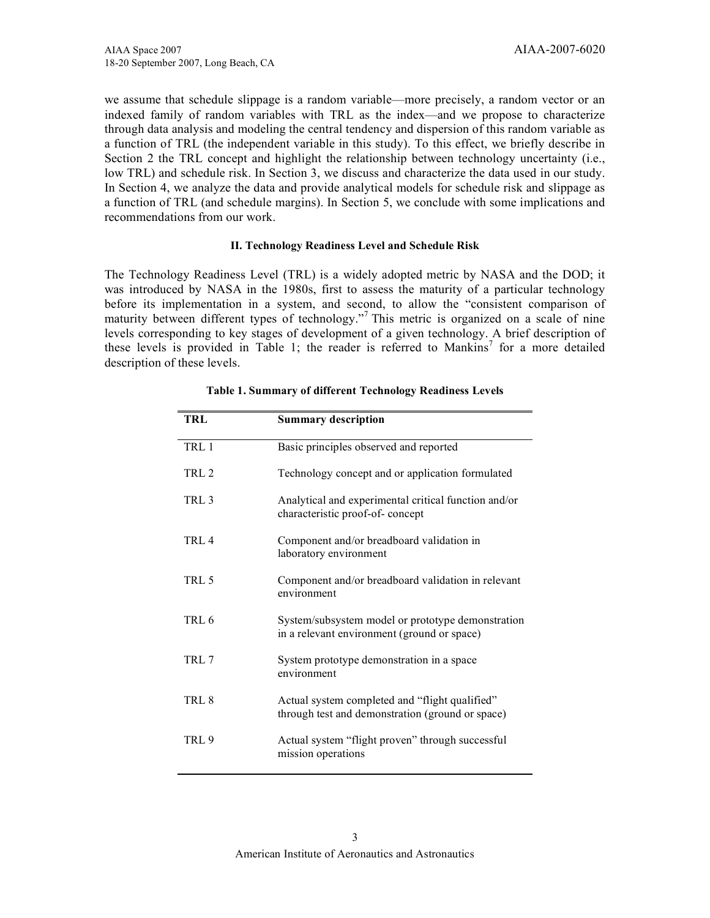we assume that schedule slippage is a random variable—more precisely, a random vector or an indexed family of random variables with TRL as the index—and we propose to characterize through data analysis and modeling the central tendency and dispersion of this random variable as a function of TRL (the independent variable in this study). To this effect, we briefly describe in Section 2 the TRL concept and highlight the relationship between technology uncertainty (i.e., low TRL) and schedule risk. In Section 3, we discuss and characterize the data used in our study. In Section 4, we analyze the data and provide analytical models for schedule risk and slippage as a function of TRL (and schedule margins). In Section 5, we conclude with some implications and recommendations from our work.

## II. Technology Readiness Level and Schedule Risk

The Technology Readiness Level (TRL) is a widely adopted metric by NASA and the DOD; it was introduced by NASA in the 1980s, first to assess the maturity of a particular technology before its implementation in a system, and second, to allow the "consistent comparison of maturity between different types of technology."[7] This metric is organized on a scale of nine levels corresponding to key stages of development of a given technology. A brief description of these levels is provided in Table 1; the reader is referred to Mankins[7] for a more detailed description of these levels.

**Table 1. Summary of different Technology Readiness Levels**

| TRL | Summary description |
|---|---|
| TRL 1 | Basic principles observed and reported |
| TRL 2 | Technology concept and or application formulated |
| TRL 3 | Analytical and experimental critical function and/or characteristic proof-of- concept |
| TRL 4 | Component and/or breadboard validation in laboratory environment |
| TRL 5 | Component and/or breadboard validation in relevant environment |
| TRL 6 | System/subsystem model or prototype demonstration in a relevant environment (ground or space) |
| TRL 7 | System prototype demonstration in a space environment |
| TRL 8 | Actual system completed and "flight qualified" through test and demonstration (ground or space) |
| TRL 9 | Actual system "flight proven" through successful mission operations |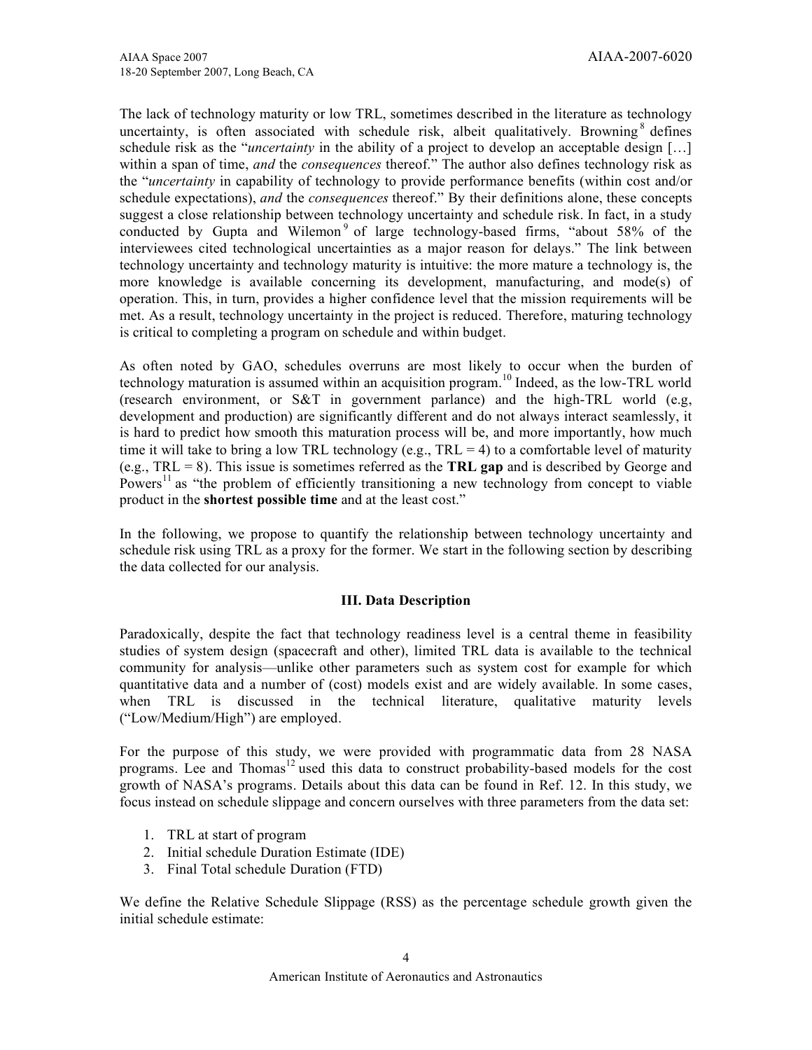The lack of technology maturity or low TRL, sometimes described in the literature as technology uncertainty, is often associated with schedule risk, albeit qualitatively. Browning[8] defines schedule risk as the "*uncertainty* in the ability of a project to develop an acceptable design […] within a span of time, *and* the *consequences* thereof." The author also defines technology risk as the "*uncertainty* in capability of technology to provide performance benefits (within cost and/or schedule expectations), *and* the *consequences* thereof." By their definitions alone, these concepts suggest a close relationship between technology uncertainty and schedule risk. In fact, in a study conducted by Gupta and Wilemon[9] of large technology-based firms, "about 58% of the interviewees cited technological uncertainties as a major reason for delays." The link between technology uncertainty and technology maturity is intuitive: the more mature a technology is, the more knowledge is available concerning its development, manufacturing, and mode(s) of operation. This, in turn, provides a higher confidence level that the mission requirements will be met. As a result, technology uncertainty in the project is reduced. Therefore, maturing technology is critical to completing a program on schedule and within budget.

As often noted by GAO, schedules overruns are most likely to occur when the burden of technology maturation is assumed within an acquisition program.[10] Indeed, as the low-TRL world (research environment, or S&T in government parlance) and the high-TRL world (e.g, development and production) are significantly different and do not always interact seamlessly, it is hard to predict how smooth this maturation process will be, and more importantly, how much time it will take to bring a low TRL technology (e.g., TRL = 4) to a comfortable level of maturity (e.g., TRL = 8). This issue is sometimes referred as the **TRL gap** and is described by George and Powers[11] as "the problem of efficiently transitioning a new technology from concept to viable product in the **shortest possible time** and at the least cost."

In the following, we propose to quantify the relationship between technology uncertainty and schedule risk using TRL as a proxy for the former. We start in the following section by describing the data collected for our analysis.

## III. Data Description

Paradoxically, despite the fact that technology readiness level is a central theme in feasibility studies of system design (spacecraft and other), limited TRL data is available to the technical community for analysis—unlike other parameters such as system cost for example for which quantitative data and a number of (cost) models exist and are widely available. In some cases, when TRL is discussed in the technical literature, qualitative maturity levels ("Low/Medium/High") are employed.

For the purpose of this study, we were provided with programmatic data from 28 NASA programs. Lee and Thomas[12] used this data to construct probability-based models for the cost growth of NASA's programs. Details about this data can be found in Ref. 12. In this study, we focus instead on schedule slippage and concern ourselves with three parameters from the data set:

1. TRL at start of program
2. Initial schedule Duration Estimate (IDE)
3. Final Total schedule Duration (FTD)

We define the Relative Schedule Slippage (RSS) as the percentage schedule growth given the initial schedule estimate: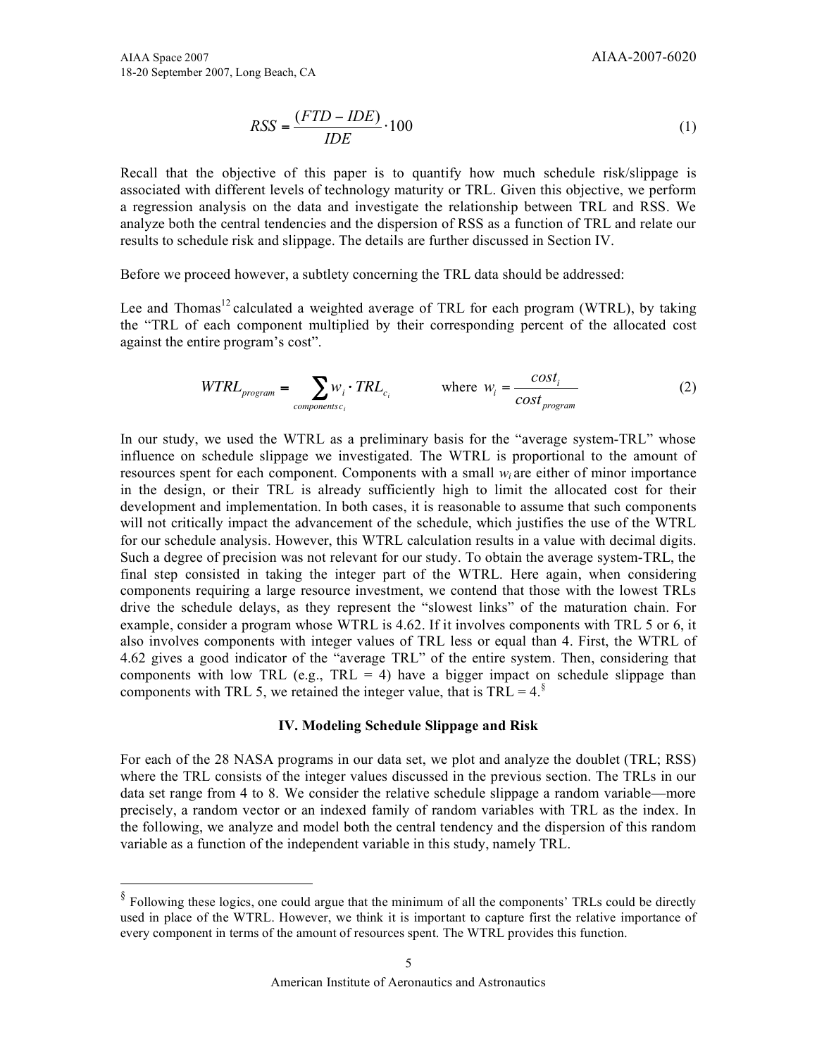$$RSS = \frac{(FTD - IDE)}{IDE} \cdot 100 \tag{1}$$

Recall that the objective of this paper is to quantify how much schedule risk/slippage is associated with different levels of technology maturity or TRL. Given this objective, we perform a regression analysis on the data and investigate the relationship between TRL and RSS. We analyze both the central tendencies and the dispersion of RSS as a function of TRL and relate our results to schedule risk and slippage. The details are further discussed in Section IV.

Before we proceed however, a subtlety concerning the TRL data should be addressed:

Lee and Thomas[12] calculated a weighted average of TRL for each program (WTRL), by taking the "TRL of each component multiplied by their corresponding percent of the allocated cost against the entire program's cost".

$$WTRL_{program} = \sum_{components\, c_i} w_i \cdot TRL_{c_i} \qquad \text{where } w_i = \frac{cost_i}{cost_{program}} \tag{2}$$

In our study, we used the WTRL as a preliminary basis for the "average system-TRL" whose influence on schedule slippage we investigated. The WTRL is proportional to the amount of resources spent for each component. Components with a small $w_i$ are either of minor importance in the design, or their TRL is already sufficiently high to limit the allocated cost for their development and implementation. In both cases, it is reasonable to assume that such components will not critically impact the advancement of the schedule, which justifies the use of the WTRL for our schedule analysis. However, this WTRL calculation results in a value with decimal digits. Such a degree of precision was not relevant for our study. To obtain the average system-TRL, the final step consisted in taking the integer part of the WTRL. Here again, when considering components requiring a large resource investment, we contend that those with the lowest TRLs drive the schedule delays, as they represent the "slowest links" of the maturation chain. For example, consider a program whose WTRL is 4.62. If it involves components with TRL 5 or 6, it also involves components with integer values of TRL less or equal than 4. First, the WTRL of 4.62 gives a good indicator of the "average TRL" of the entire system. Then, considering that components with low TRL (e.g., TRL = 4) have a bigger impact on schedule slippage than components with TRL 5, we retained the integer value, that is TRL = 4.[§]

## IV. Modeling Schedule Slippage and Risk

For each of the 28 NASA programs in our data set, we plot and analyze the doublet (TRL; RSS) where the TRL consists of the integer values discussed in the previous section. The TRLs in our data set range from 4 to 8. We consider the relative schedule slippage a random variable—more precisely, a random vector or an indexed family of random variables with TRL as the index. In the following, we analyze and model both the central tendency and the dispersion of this random variable as a function of the independent variable in this study, namely TRL.

[§] Following these logics, one could argue that the minimum of all the components' TRLs could be directly used in place of the WTRL. However, we think it is important to capture first the relative importance of every component in terms of the amount of resources spent. The WTRL provides this function.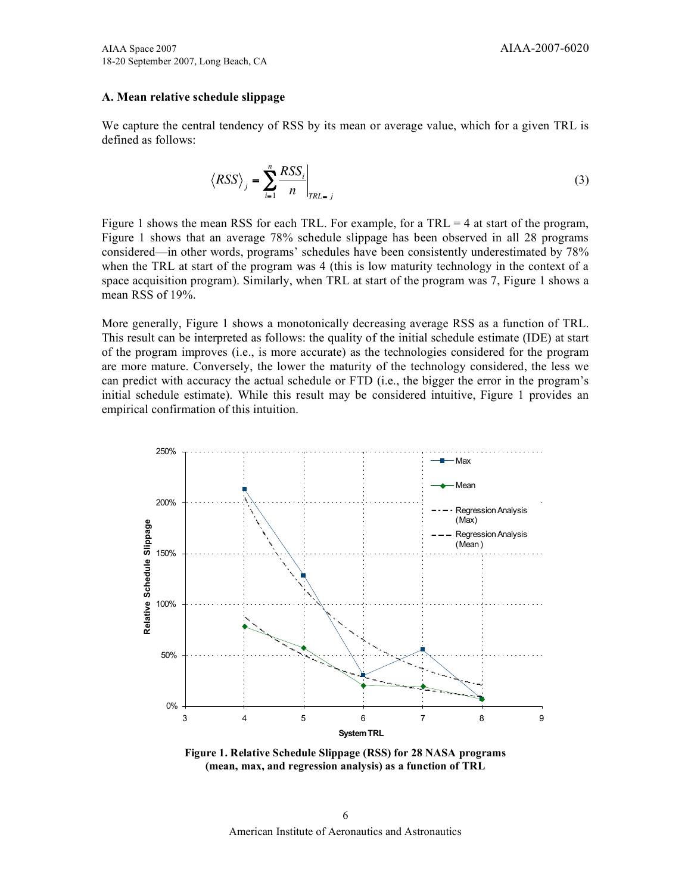### A. Mean relative schedule slippage

We capture the central tendency of RSS by its mean or average value, which for a given TRL is defined as follows:

$$\langle RSS \rangle_j = \sum_{i=1}^{n} \frac{RSS_i}{n} \bigg|_{TRL=j} \tag{3}$$

Figure 1 shows the mean RSS for each TRL. For example, for a TRL = 4 at start of the program, Figure 1 shows that an average 78% schedule slippage has been observed in all 28 programs considered—in other words, programs' schedules have been consistently underestimated by 78% when the TRL at start of the program was 4 (this is low maturity technology in the context of a space acquisition program). Similarly, when TRL at start of the program was 7, Figure 1 shows a mean RSS of 19%.

More generally, Figure 1 shows a monotonically decreasing average RSS as a function of TRL. This result can be interpreted as follows: the quality of the initial schedule estimate (IDE) at start of the program improves (i.e., is more accurate) as the technologies considered for the program are more mature. Conversely, the lower the maturity of the technology considered, the less we can predict with accuracy the actual schedule or FTD (i.e., the bigger the error in the program's initial schedule estimate). While this result may be considered intuitive, Figure 1 provides an empirical confirmation of this intuition.

**Figure 1. Relative Schedule Slippage (RSS) for 28 NASA programs (mean, max, and regression analysis) as a function of TRL**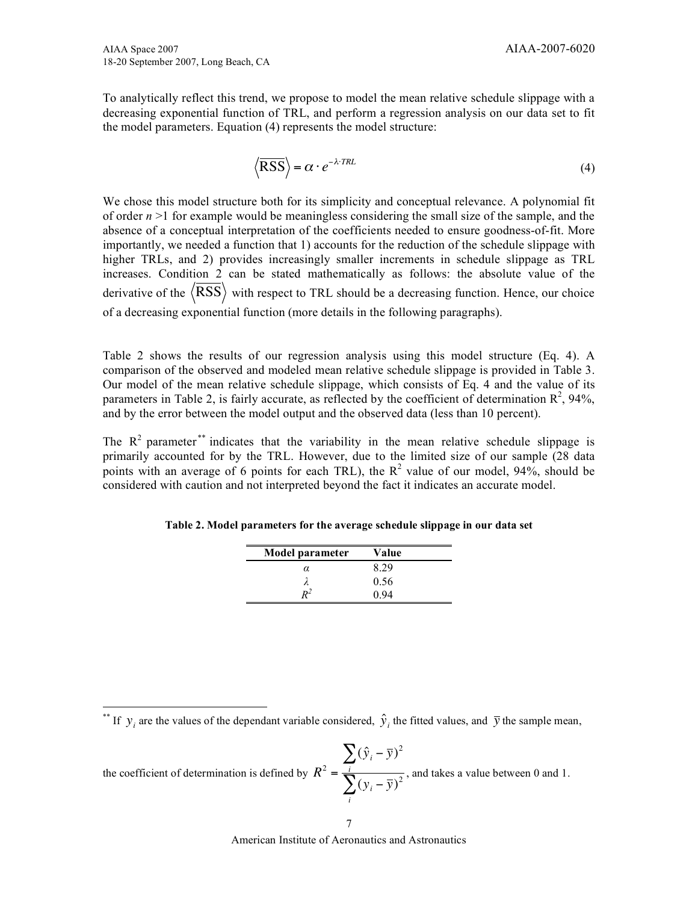To analytically reflect this trend, we propose to model the mean relative schedule slippage with a decreasing exponential function of TRL, and perform a regression analysis on our data set to fit the model parameters. Equation (4) represents the model structure:

$$\left\langle \overline{\mathrm{RSS}} \right\rangle = \alpha \cdot e^{-\lambda \cdot TRL} \tag{4}$$

We chose this model structure both for its simplicity and conceptual relevance. A polynomial fit of order $n > 1$ for example would be meaningless considering the small size of the sample, and the absence of a conceptual interpretation of the coefficients needed to ensure goodness-of-fit. More importantly, we needed a function that 1) accounts for the reduction of the schedule slippage with higher TRLs, and 2) provides increasingly smaller increments in schedule slippage as TRL increases. Condition 2 can be stated mathematically as follows: the absolute value of the derivative of the $\left\langle \overline{\mathrm{RSS}} \right\rangle$ with respect to TRL should be a decreasing function. Hence, our choice of a decreasing exponential function (more details in the following paragraphs).

Table 2 shows the results of our regression analysis using this model structure (Eq. 4). A comparison of the observed and modeled mean relative schedule slippage is provided in Table 3. Our model of the mean relative schedule slippage, which consists of Eq. 4 and the value of its parameters in Table 2, is fairly accurate, as reflected by the coefficient of determination $R^2$, 94%, and by the error between the model output and the observed data (less than 10 percent).

The $R^2$ parameter[\*\*] indicates that the variability in the mean relative schedule slippage is primarily accounted for by the TRL. However, due to the limited size of our sample (28 data points with an average of 6 points for each TRL), the $R^2$ value of our model, 94%, should be considered with caution and not interpreted beyond the fact it indicates an accurate model.

**Table 2. Model parameters for the average schedule slippage in our data set**

| Model parameter | Value |
|---|---|
| $\alpha$ | 8.29 |
| $\lambda$ | 0.56 |
| $R^2$ | 0.94 |

[\*\*] If $y_i$ are the values of the dependant variable considered, $\hat{y}_i$ the fitted values, and $\bar{y}$ the sample mean, the coefficient of determination is defined by $R^2 = \frac{\sum_i (\hat{y}_i - \bar{y})^2}{\sum_i (y_i - \bar{y})^2}$, and takes a value between 0 and 1.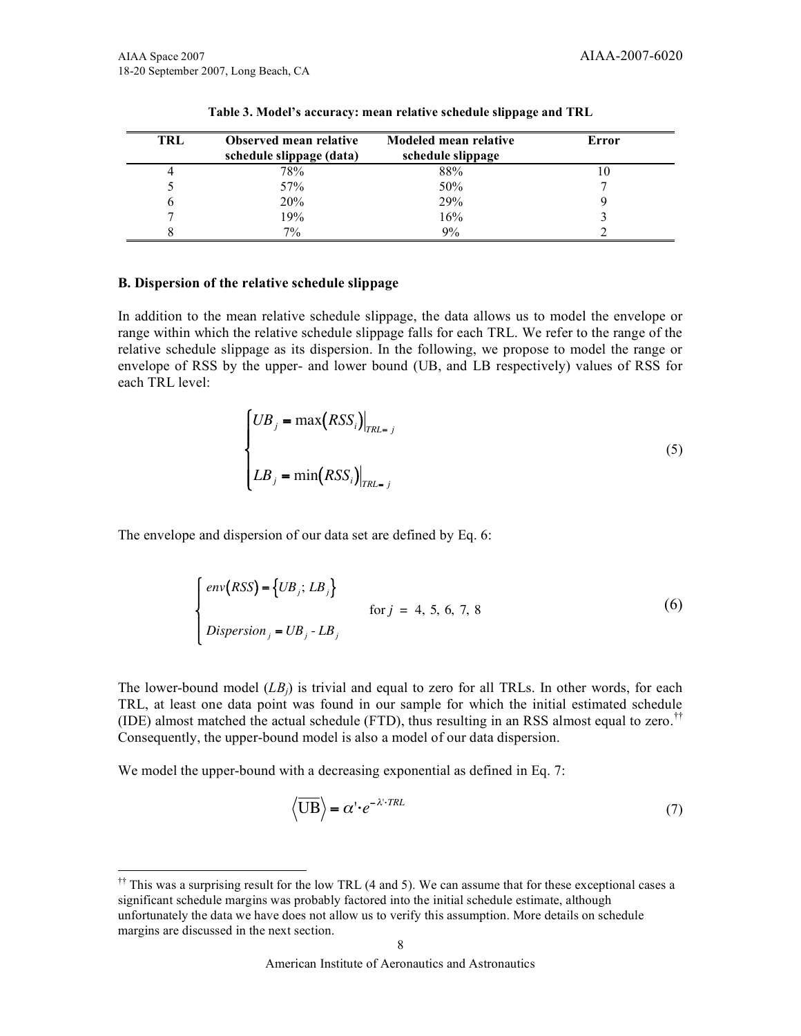**Table 3. Model's accuracy: mean relative schedule slippage and TRL**

| TRL | Observed mean relative schedule slippage (data) | Modeled mean relative schedule slippage | Error |
|---|---|---|---|
| 4 | 78% | 88% | 10 |
| 5 | 57% | 50% | 7 |
| 6 | 20% | 29% | 9 |
| 7 | 19% | 16% | 3 |
| 8 | 7% | 9% | 2 |

### B. Dispersion of the relative schedule slippage

In addition to the mean relative schedule slippage, the data allows us to model the envelope or range within which the relative schedule slippage falls for each TRL. We refer to the range of the relative schedule slippage as its dispersion. In the following, we propose to model the range or envelope of RSS by the upper- and lower bound (UB, and LB respectively) values of RSS for each TRL level:

$$\begin{cases} UB_j = \max\left(RSS_i\right)\Big|_{TRL=j} \\ \\ LB_j = \min\left(RSS_i\right)\Big|_{TRL=j} \end{cases} \tag{5}$$

The envelope and dispersion of our data set are defined by Eq. 6:

$$\begin{cases} env\left(RSS\right) = \left\{UB_j;\, LB_j\right\} \\ \\ Dispersion_j = UB_j - LB_j \end{cases} \quad \text{for } j = 4,\ 5,\ 6,\ 7,\ 8 \tag{6}$$

The lower-bound model ($LB_j$) is trivial and equal to zero for all TRLs. In other words, for each TRL, at least one data point was found in our sample for which the initial estimated schedule (IDE) almost matched the actual schedule (FTD), thus resulting in an RSS almost equal to zero.[††] Consequently, the upper-bound model is also a model of our data dispersion.

We model the upper-bound with a decreasing exponential as defined in Eq. 7:

$$\left\langle \overline{\mathrm{UB}} \right\rangle = \alpha' \cdot e^{-\lambda' \cdot TRL} \tag{7}$$

[††] This was a surprising result for the low TRL (4 and 5). We can assume that for these exceptional cases a significant schedule margins was probably factored into the initial schedule estimate, although unfortunately the data we have does not allow us to verify this assumption. More details on schedule margins are discussed in the next section.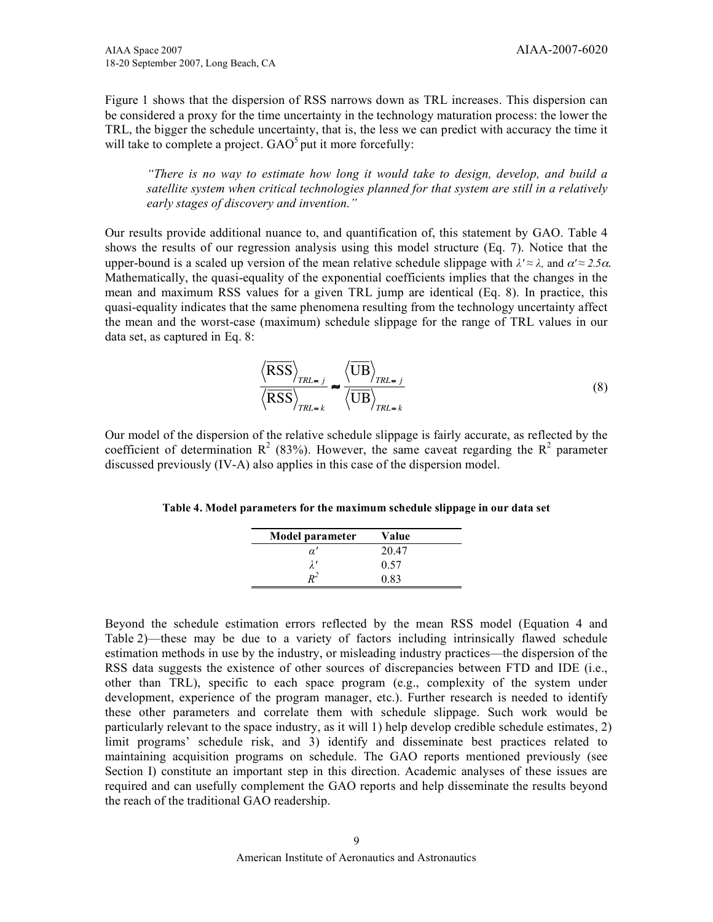Figure 1 shows that the dispersion of RSS narrows down as TRL increases. This dispersion can be considered a proxy for the time uncertainty in the technology maturation process: the lower the TRL, the bigger the schedule uncertainty, that is, the less we can predict with accuracy the time it will take to complete a project. GAO[5] put it more forcefully:

> *"There is no way to estimate how long it would take to design, develop, and build a satellite system when critical technologies planned for that system are still in a relatively early stages of discovery and invention."*

Our results provide additional nuance to, and quantification of, this statement by GAO. Table 4 shows the results of our regression analysis using this model structure (Eq. 7). Notice that the upper-bound is a scaled up version of the mean relative schedule slippage with $\lambda' \approx \lambda$, and $\alpha' \approx 2.5\alpha$. Mathematically, the quasi-equality of the exponential coefficients implies that the changes in the mean and maximum RSS values for a given TRL jump are identical (Eq. 8). In practice, this quasi-equality indicates that the same phenomena resulting from the technology uncertainty affect the mean and the worst-case (maximum) schedule slippage for the range of TRL values in our data set, as captured in Eq. 8:

$$\frac{\left\langle \overline{\text{RSS}} \right\rangle_{TRL=j}}{\left\langle \overline{\text{RSS}} \right\rangle_{TRL=k}} \approx \frac{\left\langle \overline{\text{UB}} \right\rangle_{TRL=j}}{\left\langle \overline{\text{UB}} \right\rangle_{TRL=k}} \tag{8}$$

Our model of the dispersion of the relative schedule slippage is fairly accurate, as reflected by the coefficient of determination $R^2$ (83%). However, the same caveat regarding the $R^2$ parameter discussed previously (IV-A) also applies in this case of the dispersion model.

**Table 4. Model parameters for the maximum schedule slippage in our data set**

| Model parameter | Value |
|---|---|
| $\alpha'$ | 20.47 |
| $\lambda'$ | 0.57 |
| $R^2$ | 0.83 |

Beyond the schedule estimation errors reflected by the mean RSS model (Equation 4 and Table 2)—these may be due to a variety of factors including intrinsically flawed schedule estimation methods in use by the industry, or misleading industry practices—the dispersion of the RSS data suggests the existence of other sources of discrepancies between FTD and IDE (i.e., other than TRL), specific to each space program (e.g., complexity of the system under development, experience of the program manager, etc.). Further research is needed to identify these other parameters and correlate them with schedule slippage. Such work would be particularly relevant to the space industry, as it will 1) help develop credible schedule estimates, 2) limit programs' schedule risk, and 3) identify and disseminate best practices related to maintaining acquisition programs on schedule. The GAO reports mentioned previously (see Section I) constitute an important step in this direction. Academic analyses of these issues are required and can usefully complement the GAO reports and help disseminate the results beyond the reach of the traditional GAO readership.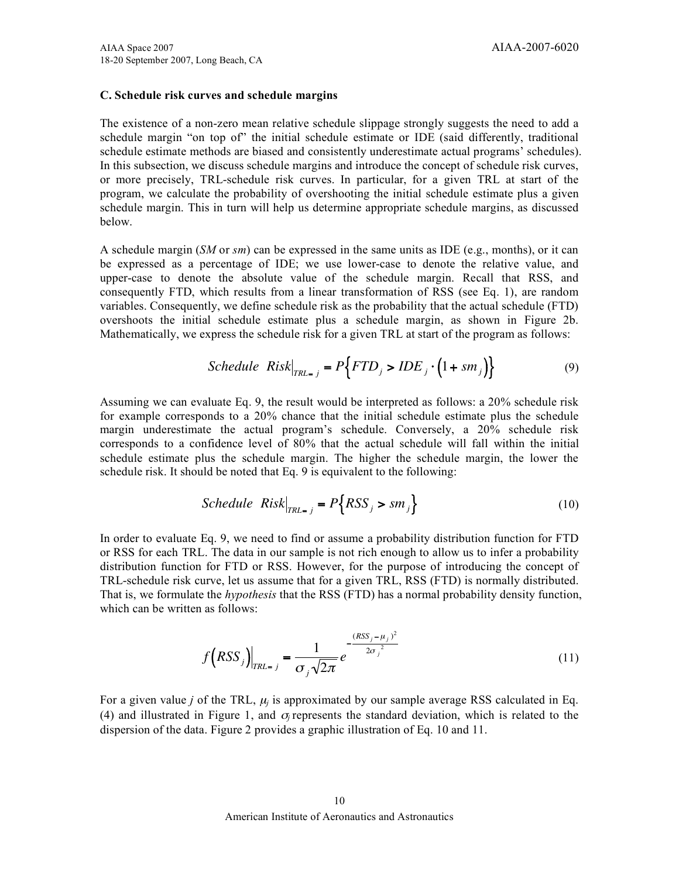### C. Schedule risk curves and schedule margins

The existence of a non-zero mean relative schedule slippage strongly suggests the need to add a schedule margin "on top of" the initial schedule estimate or IDE (said differently, traditional schedule estimate methods are biased and consistently underestimate actual programs' schedules). In this subsection, we discuss schedule margins and introduce the concept of schedule risk curves, or more precisely, TRL-schedule risk curves. In particular, for a given TRL at start of the program, we calculate the probability of overshooting the initial schedule estimate plus a given schedule margin. This in turn will help us determine appropriate schedule margins, as discussed below.

A schedule margin (*SM* or *sm*) can be expressed in the same units as IDE (e.g., months), or it can be expressed as a percentage of IDE; we use lower-case to denote the relative value, and upper-case to denote the absolute value of the schedule margin. Recall that RSS, and consequently FTD, which results from a linear transformation of RSS (see Eq. 1), are random variables. Consequently, we define schedule risk as the probability that the actual schedule (FTD) overshoots the initial schedule estimate plus a schedule margin, as shown in Figure 2b. Mathematically, we express the schedule risk for a given TRL at start of the program as follows:

$$Schedule\ \ Risk\big|_{TRL=j} = P\left\{FTD_j > IDE_j \cdot \left(1 + sm_j\right)\right\} \tag{9}$$

Assuming we can evaluate Eq. 9, the result would be interpreted as follows: a 20% schedule risk for example corresponds to a 20% chance that the initial schedule estimate plus the schedule margin underestimate the actual program's schedule. Conversely, a 20% schedule risk corresponds to a confidence level of 80% that the actual schedule will fall within the initial schedule estimate plus the schedule margin. The higher the schedule margin, the lower the schedule risk. It should be noted that Eq. 9 is equivalent to the following:

$$Schedule\ \ Risk\big|_{TRL=j} = P\left\{RSS_j > sm_j\right\} \tag{10}$$

In order to evaluate Eq. 9, we need to find or assume a probability distribution function for FTD or RSS for each TRL. The data in our sample is not rich enough to allow us to infer a probability distribution function for FTD or RSS. However, for the purpose of introducing the concept of TRL-schedule risk curve, let us assume that for a given TRL, RSS (FTD) is normally distributed. That is, we formulate the *hypothesis* that the RSS (FTD) has a normal probability density function, which can be written as follows:

$$f\left(RSS_j\right)\Big|_{TRL=j} = \frac{1}{\sigma_j\sqrt{2\pi}} e^{-\frac{(RSS_j - \mu_j)^2}{2\sigma_j^{\,2}}} \tag{11}$$

For a given value *j* of the TRL, $\mu_j$ is approximated by our sample average RSS calculated in Eq. (4) and illustrated in Figure 1, and $\sigma_j$ represents the standard deviation, which is related to the dispersion of the data. Figure 2 provides a graphic illustration of Eq. 10 and 11.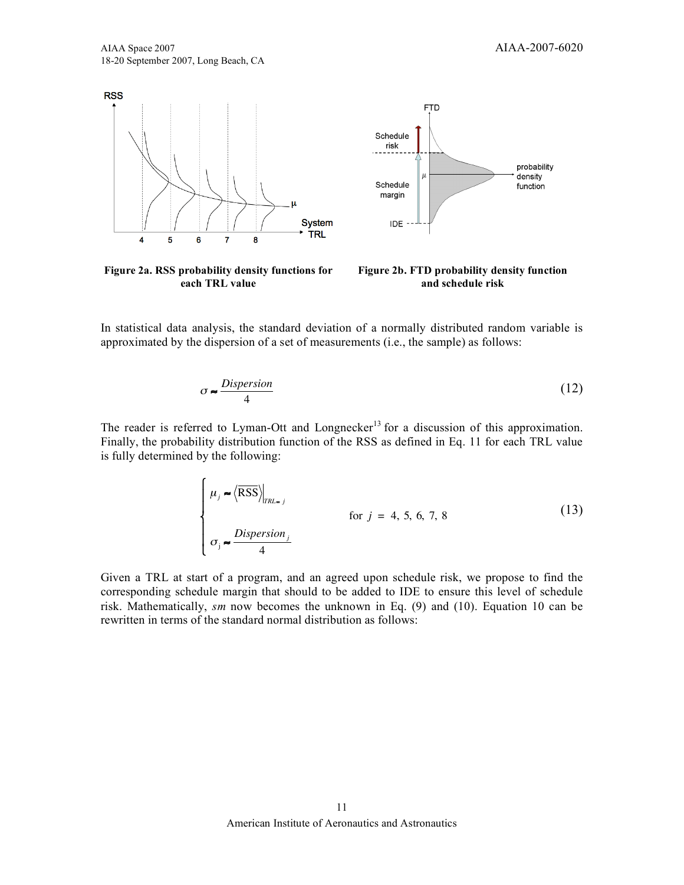**Figure 2a. RSS probability density functions for each TRL value**

**Figure 2b. FTD probability density function and schedule risk**

In statistical data analysis, the standard deviation of a normally distributed random variable is approximated by the dispersion of a set of measurements (i.e., the sample) as follows:

$$\sigma \approx \frac{Dispersion}{4} \tag{12}$$

The reader is referred to Lyman-Ott and Longnecker[13] for a discussion of this approximation. Finally, the probability distribution function of the RSS as defined in Eq. 11 for each TRL value is fully determined by the following:

$$\begin{cases} \mu_j \approx \langle \text{RSS} \rangle \Big|_{TRL=j} \\ \\ \sigma_j \approx \dfrac{Dispersion_j}{4} \end{cases} \qquad \text{for } j = 4, 5, 6, 7, 8 \tag{13}$$

Given a TRL at start of a program, and an agreed upon schedule risk, we propose to find the corresponding schedule margin that should to be added to IDE to ensure this level of schedule risk. Mathematically, *sm* now becomes the unknown in Eq. (9) and (10). Equation 10 can be rewritten in terms of the standard normal distribution as follows: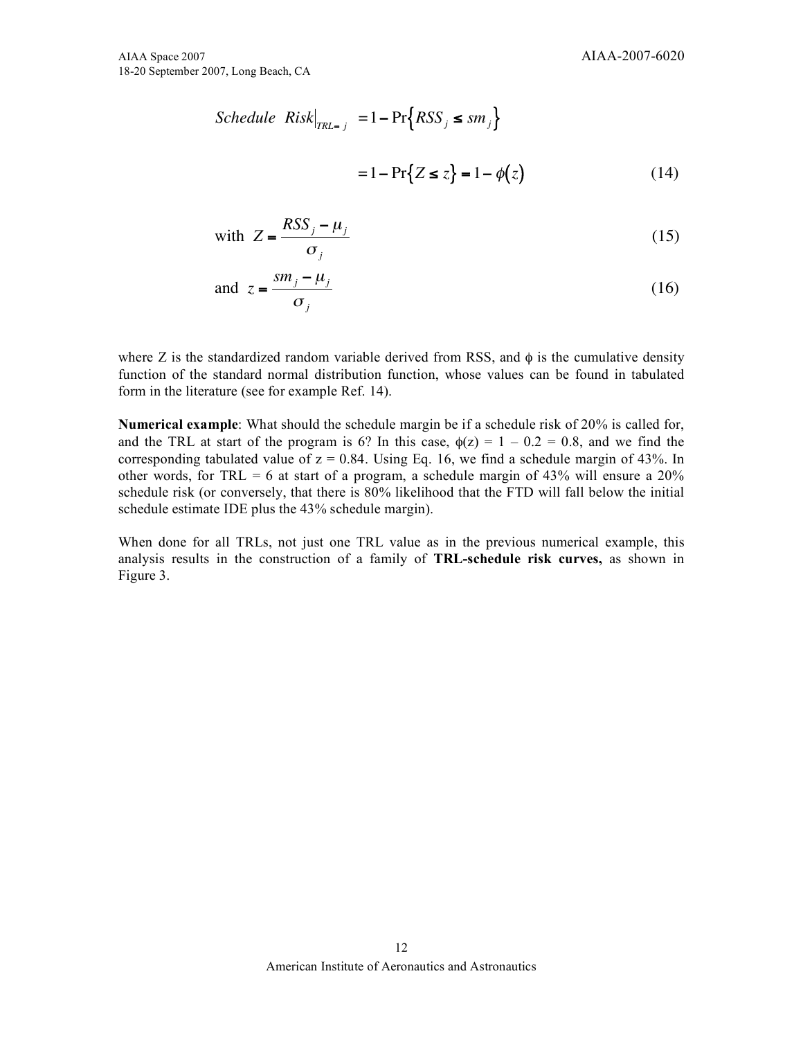$$Schedule\ \ Risk\Big|_{TRL=j} = 1 - \Pr\left\{RSS_j \le sm_j\right\}$$

$$= 1 - \Pr\left\{Z \le z\right\} = 1 - \phi\left(z\right) \tag{14}$$

$$\text{with } \ Z = \frac{RSS_j - \mu_j}{\sigma_j} \tag{15}$$

$$\text{and } \ z = \frac{sm_j - \mu_j}{\sigma_j} \tag{16}$$

where Z is the standardized random variable derived from RSS, and $\phi$ is the cumulative density function of the standard normal distribution function, whose values can be found in tabulated form in the literature (see for example Ref. 14).

**Numerical example**: What should the schedule margin be if a schedule risk of 20% is called for, and the TRL at start of the program is 6? In this case, $\phi(z) = 1 - 0.2 = 0.8$, and we find the corresponding tabulated value of $z = 0.84$. Using Eq. 16, we find a schedule margin of 43%. In other words, for TRL = 6 at start of a program, a schedule margin of 43% will ensure a 20% schedule risk (or conversely, that there is 80% likelihood that the FTD will fall below the initial schedule estimate IDE plus the 43% schedule margin).

When done for all TRLs, not just one TRL value as in the previous numerical example, this analysis results in the construction of a family of **TRL-schedule risk curves,** as shown in Figure 3.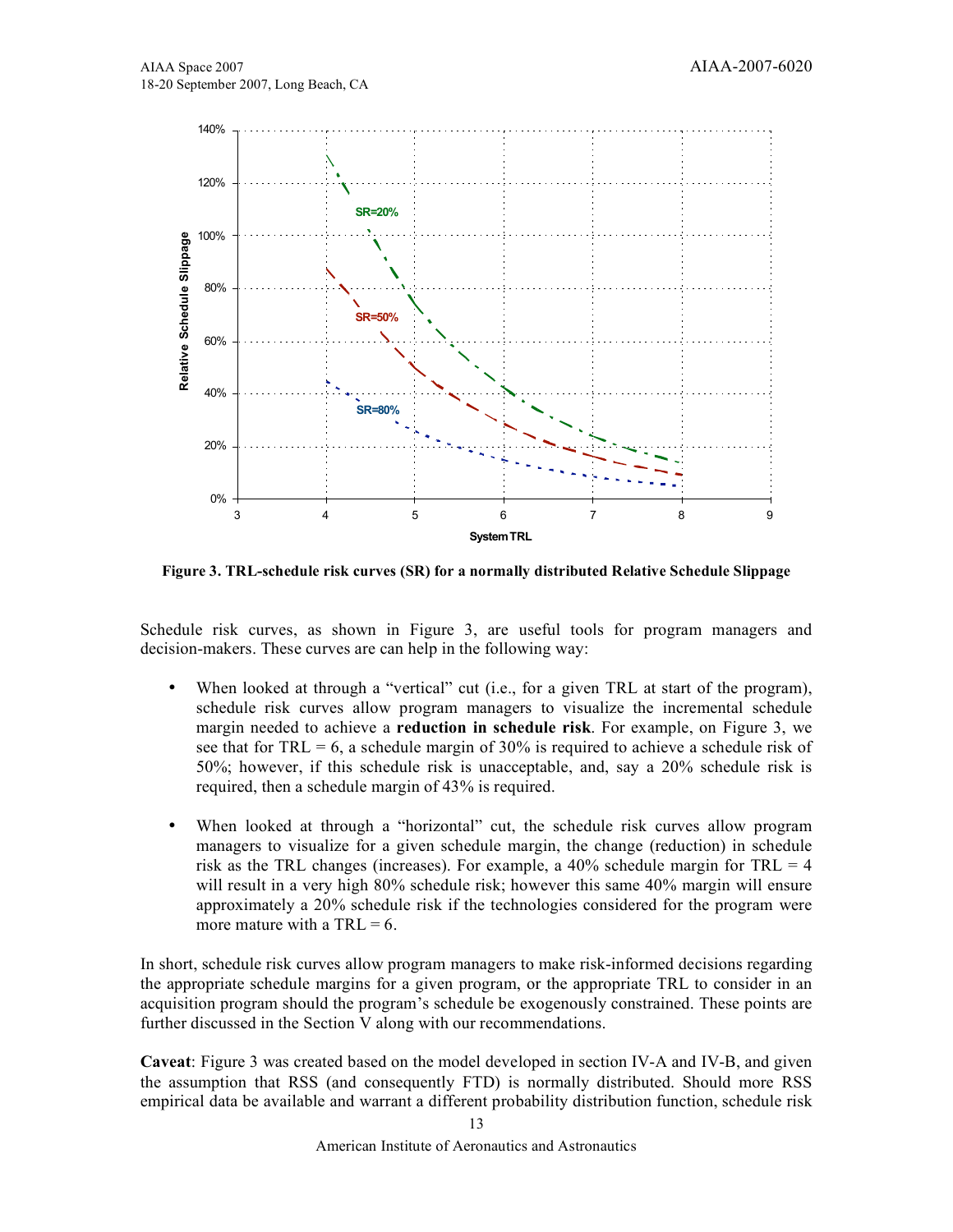Figure 3. TRL-schedule risk curves (SR) for a normally distributed Relative Schedule Slippage

Schedule risk curves, as shown in Figure 3, are useful tools for program managers and decision-makers. These curves are can help in the following way:

- When looked at through a "vertical" cut (i.e., for a given TRL at start of the program), schedule risk curves allow program managers to visualize the incremental schedule margin needed to achieve a **reduction in schedule risk**. For example, on Figure 3, we see that for TRL = 6, a schedule margin of 30% is required to achieve a schedule risk of 50%; however, if this schedule risk is unacceptable, and, say a 20% schedule risk is required, then a schedule margin of 43% is required.

- When looked at through a "horizontal" cut, the schedule risk curves allow program managers to visualize for a given schedule margin, the change (reduction) in schedule risk as the TRL changes (increases). For example, a 40% schedule margin for TRL = 4 will result in a very high 80% schedule risk; however this same 40% margin will ensure approximately a 20% schedule risk if the technologies considered for the program were more mature with a TRL = 6.

In short, schedule risk curves allow program managers to make risk-informed decisions regarding the appropriate schedule margins for a given program, or the appropriate TRL to consider in an acquisition program should the program's schedule be exogenously constrained. These points are further discussed in the Section V along with our recommendations.

**Caveat**: Figure 3 was created based on the model developed in section IV-A and IV-B, and given the assumption that RSS (and consequently FTD) is normally distributed. Should more RSS empirical data be available and warrant a different probability distribution function, schedule risk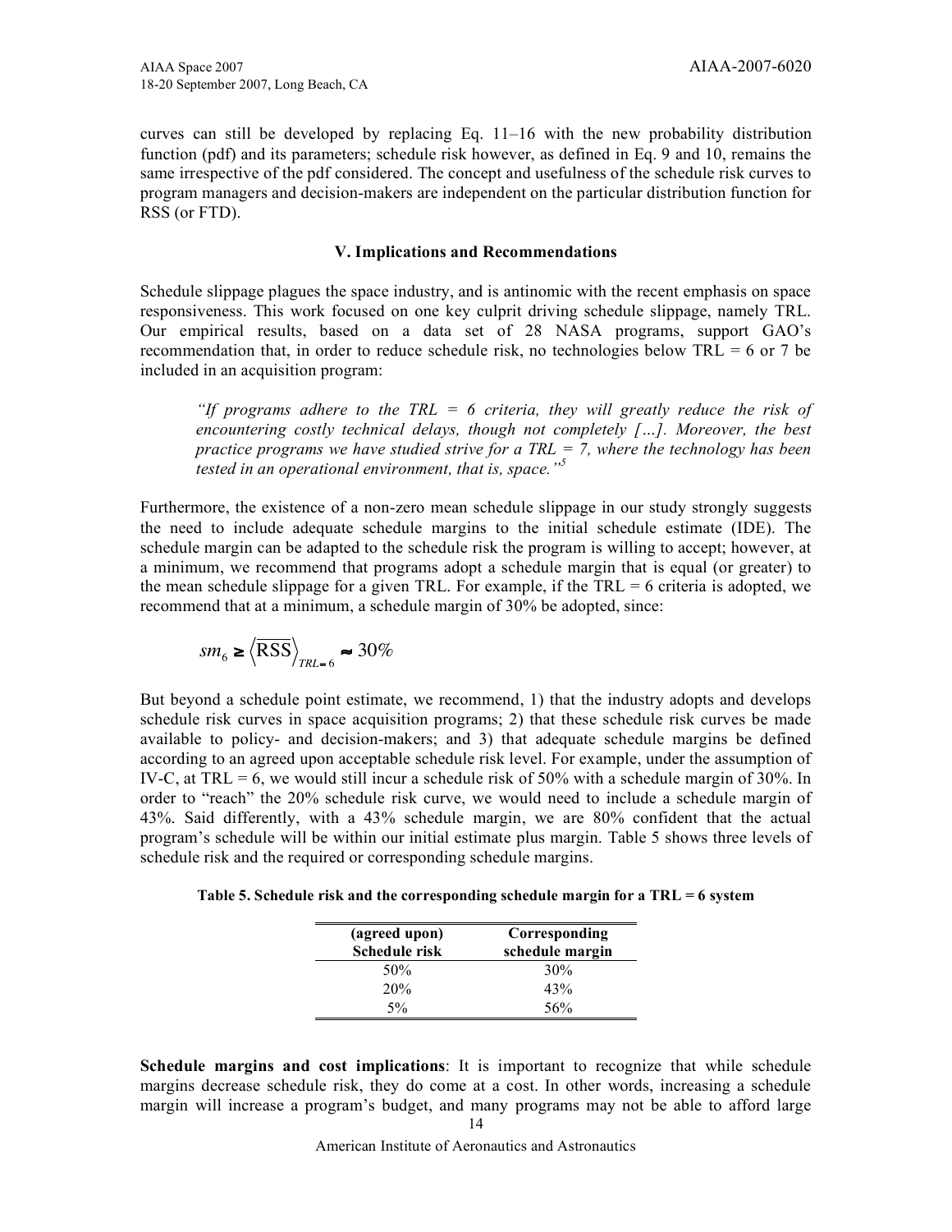curves can still be developed by replacing Eq. 11–16 with the new probability distribution function (pdf) and its parameters; schedule risk however, as defined in Eq. 9 and 10, remains the same irrespective of the pdf considered. The concept and usefulness of the schedule risk curves to program managers and decision-makers are independent on the particular distribution function for RSS (or FTD).

## V. Implications and Recommendations

Schedule slippage plagues the space industry, and is antinomic with the recent emphasis on space responsiveness. This work focused on one key culprit driving schedule slippage, namely TRL. Our empirical results, based on a data set of 28 NASA programs, support GAO's recommendation that, in order to reduce schedule risk, no technologies below TRL = 6 or 7 be included in an acquisition program:

> *"If programs adhere to the TRL = 6 criteria, they will greatly reduce the risk of encountering costly technical delays, though not completely […]. Moreover, the best practice programs we have studied strive for a TRL = 7, where the technology has been tested in an operational environment, that is, space."*[5]

Furthermore, the existence of a non-zero mean schedule slippage in our study strongly suggests the need to include adequate schedule margins to the initial schedule estimate (IDE). The schedule margin can be adapted to the schedule risk the program is willing to accept; however, at a minimum, we recommend that programs adopt a schedule margin that is equal (or greater) to the mean schedule slippage for a given TRL. For example, if the TRL = 6 criteria is adopted, we recommend that at a minimum, a schedule margin of 30% be adopted, since:

$$sm_6 \geq \langle \text{RSS} \rangle_{TRL=6} \approx 30\%$$

But beyond a schedule point estimate, we recommend, 1) that the industry adopts and develops schedule risk curves in space acquisition programs; 2) that these schedule risk curves be made available to policy- and decision-makers; and 3) that adequate schedule margins be defined according to an agreed upon acceptable schedule risk level. For example, under the assumption of IV-C, at TRL = 6, we would still incur a schedule risk of 50% with a schedule margin of 30%. In order to "reach" the 20% schedule risk curve, we would need to include a schedule margin of 43%. Said differently, with a 43% schedule margin, we are 80% confident that the actual program's schedule will be within our initial estimate plus margin. Table 5 shows three levels of schedule risk and the required or corresponding schedule margins.

**Table 5. Schedule risk and the corresponding schedule margin for a TRL = 6 system**

| (agreed upon) Schedule risk | Corresponding schedule margin |
|---|---|
| 50% | 30% |
| 20% | 43% |
| 5% | 56% |

**Schedule margins and cost implications**: It is important to recognize that while schedule margins decrease schedule risk, they do come at a cost. In other words, increasing a schedule margin will increase a program's budget, and many programs may not be able to afford large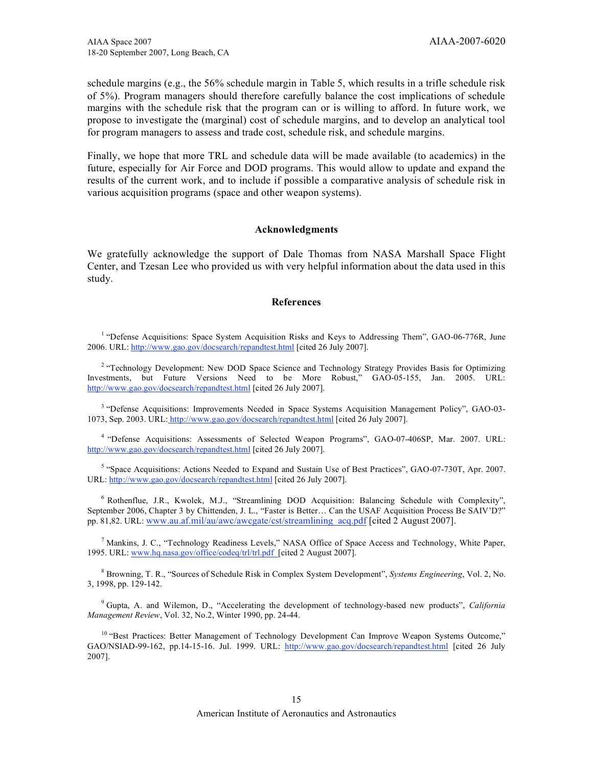schedule margins (e.g., the 56% schedule margin in Table 5, which results in a trifle schedule risk of 5%). Program managers should therefore carefully balance the cost implications of schedule margins with the schedule risk that the program can or is willing to afford. In future work, we propose to investigate the (marginal) cost of schedule margins, and to develop an analytical tool for program managers to assess and trade cost, schedule risk, and schedule margins.

Finally, we hope that more TRL and schedule data will be made available (to academics) in the future, especially for Air Force and DOD programs. This would allow to update and expand the results of the current work, and to include if possible a comparative analysis of schedule risk in various acquisition programs (space and other weapon systems).

## Acknowledgments

We gratefully acknowledge the support of Dale Thomas from NASA Marshall Space Flight Center, and Tzesan Lee who provided us with very helpful information about the data used in this study.

## References

[1] "Defense Acquisitions: Space System Acquisition Risks and Keys to Addressing Them", GAO-06-776R, June 2006. URL: http://www.gao.gov/docsearch/repandtest.html [cited 26 July 2007].

[2] "Technology Development: New DOD Space Science and Technology Strategy Provides Basis for Optimizing Investments, but Future Versions Need to be More Robust," GAO-05-155, Jan. 2005. URL: http://www.gao.gov/docsearch/repandtest.html [cited 26 July 2007].

[3] "Defense Acquisitions: Improvements Needed in Space Systems Acquisition Management Policy", GAO-03-1073, Sep. 2003. URL: http://www.gao.gov/docsearch/repandtest.html [cited 26 July 2007].

[4] "Defense Acquisitions: Assessments of Selected Weapon Programs", GAO-07-406SP, Mar. 2007. URL: http://www.gao.gov/docsearch/repandtest.html [cited 26 July 2007].

[5] "Space Acquisitions: Actions Needed to Expand and Sustain Use of Best Practices", GAO-07-730T, Apr. 2007. URL: http://www.gao.gov/docsearch/repandtest.html [cited 26 July 2007].

[6] Rothenflue, J.R., Kwolek, M.J., "Streamlining DOD Acquisition: Balancing Schedule with Complexity", September 2006, Chapter 3 by Chittenden, J. L., "Faster is Better… Can the USAF Acquisition Process Be SAIV'D?" pp. 81,82. URL: www.au.af.mil/au/awc/awcgate/cst/streamlining_acq.pdf [cited 2 August 2007].

[7] Mankins, J. C., "Technology Readiness Levels," NASA Office of Space Access and Technology, White Paper, 1995. URL: www.hq.nasa.gov/office/codeq/trl/trl.pdf [cited 2 August 2007].

[8] Browning, T. R., "Sources of Schedule Risk in Complex System Development", *Systems Engineering*, Vol. 2, No. 3, 1998, pp. 129-142.

[9] Gupta, A. and Wilemon, D., "Accelerating the development of technology-based new products", *California Management Review*, Vol. 32, No.2, Winter 1990, pp. 24-44.

[10] "Best Practices: Better Management of Technology Development Can Improve Weapon Systems Outcome," GAO/NSIAD-99-162, pp.14-15-16. Jul. 1999. URL: http://www.gao.gov/docsearch/repandtest.html [cited 26 July 2007].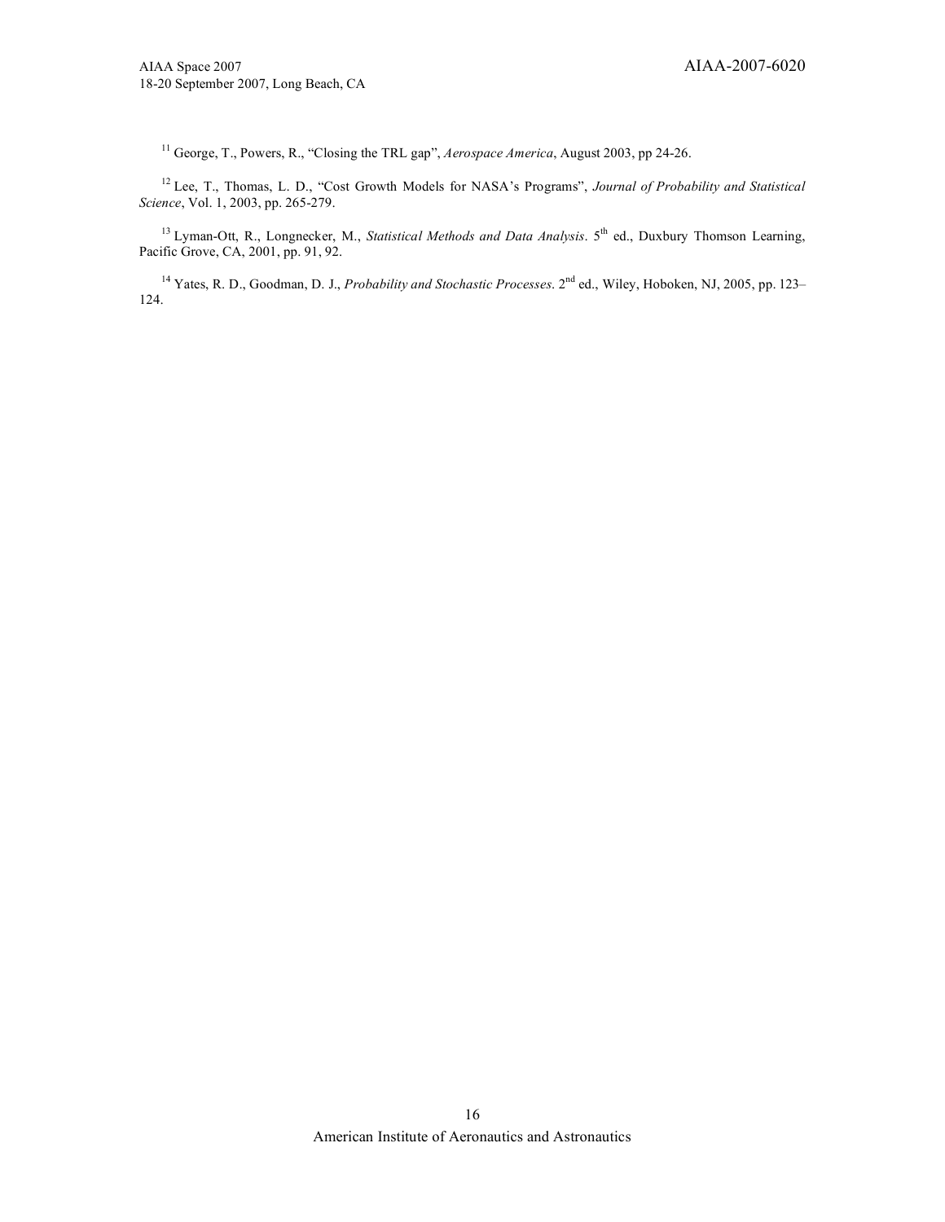[11] George, T., Powers, R., "Closing the TRL gap", *Aerospace America*, August 2003, pp 24-26.

[12] Lee, T., Thomas, L. D., "Cost Growth Models for NASA's Programs", *Journal of Probability and Statistical Science*, Vol. 1, 2003, pp. 265-279.

[13] Lyman-Ott, R., Longnecker, M., *Statistical Methods and Data Analysis*. 5th ed., Duxbury Thomson Learning, Pacific Grove, CA, 2001, pp. 91, 92.

[14] Yates, R. D., Goodman, D. J., *Probability and Stochastic Processes*. 2nd ed., Wiley, Hoboken, NJ, 2005, pp. 123–124.